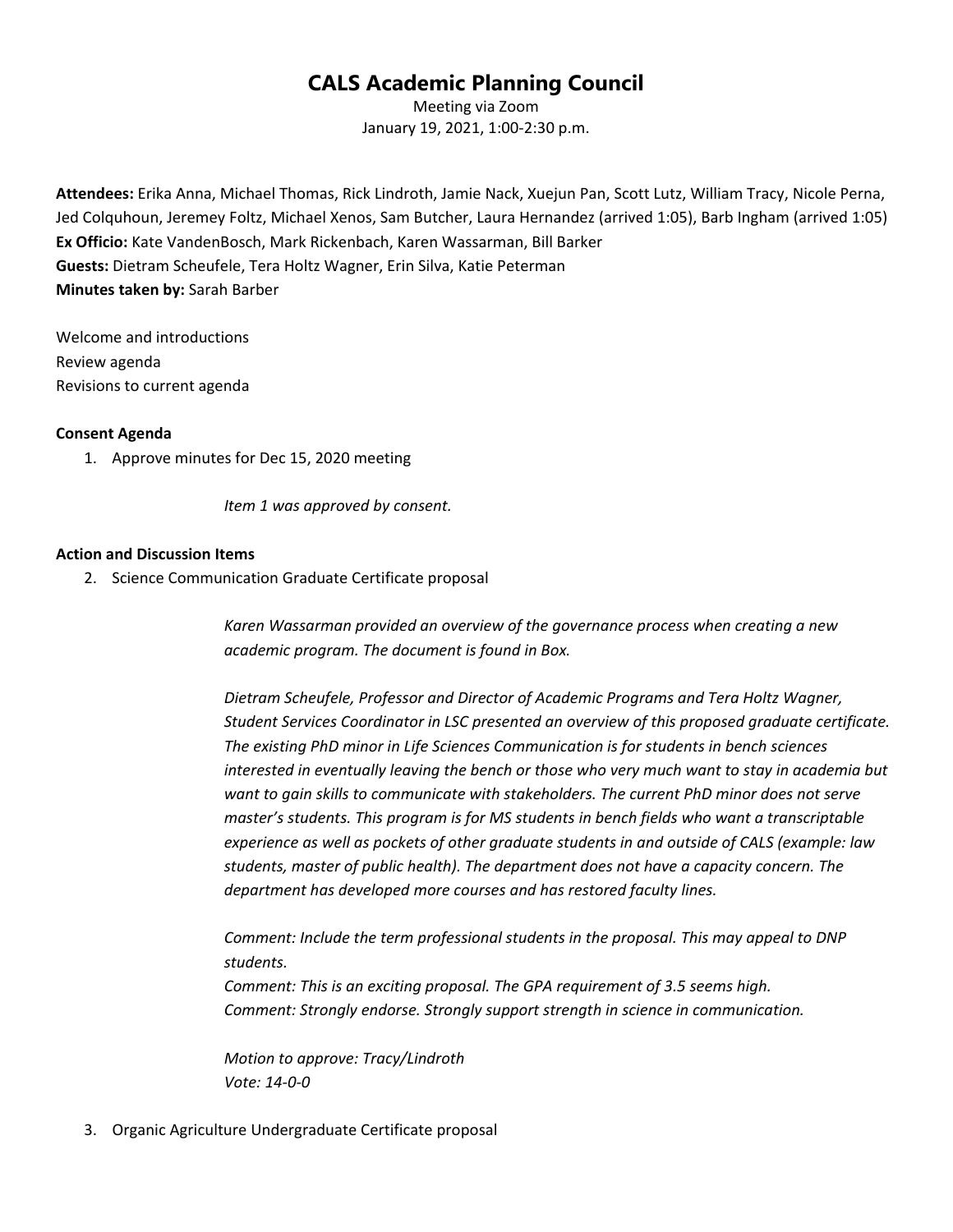# CALS Academic Planning Council

Meeting via Zoom
January 19, 2021, 1:00-2:30 p.m.

**Attendees:** Erika Anna, Michael Thomas, Rick Lindroth, Jamie Nack, Xuejun Pan, Scott Lutz, William Tracy, Nicole Perna, Jed Colquhoun, Jeremey Foltz, Michael Xenos, Sam Butcher, Laura Hernandez (arrived 1:05), Barb Ingham (arrived 1:05)
**Ex Officio:** Kate VandenBosch, Mark Rickenbach, Karen Wassarman, Bill Barker
**Guests:** Dietram Scheufele, Tera Holtz Wagner, Erin Silva, Katie Peterman
**Minutes taken by:** Sarah Barber

Welcome and introductions
Review agenda
Revisions to current agenda

**Consent Agenda**

1. Approve minutes for Dec 15, 2020 meeting

    *Item 1 was approved by consent.*

**Action and Discussion Items**

2. Science Communication Graduate Certificate proposal

    *Karen Wassarman provided an overview of the governance process when creating a new academic program. The document is found in Box.*

    *Dietram Scheufele, Professor and Director of Academic Programs and Tera Holtz Wagner, Student Services Coordinator in LSC presented an overview of this proposed graduate certificate. The existing PhD minor in Life Sciences Communication is for students in bench sciences interested in eventually leaving the bench or those who very much want to stay in academia but want to gain skills to communicate with stakeholders. The current PhD minor does not serve master's students. This program is for MS students in bench fields who want a transcriptable experience as well as pockets of other graduate students in and outside of CALS (example: law students, master of public health). The department does not have a capacity concern. The department has developed more courses and has restored faculty lines.*

    *Comment: Include the term professional students in the proposal. This may appeal to DNP students.*
    *Comment: This is an exciting proposal. The GPA requirement of 3.5 seems high.*
    *Comment: Strongly endorse. Strongly support strength in science in communication.*

    *Motion to approve: Tracy/Lindroth*
    *Vote: 14-0-0*

3. Organic Agriculture Undergraduate Certificate proposal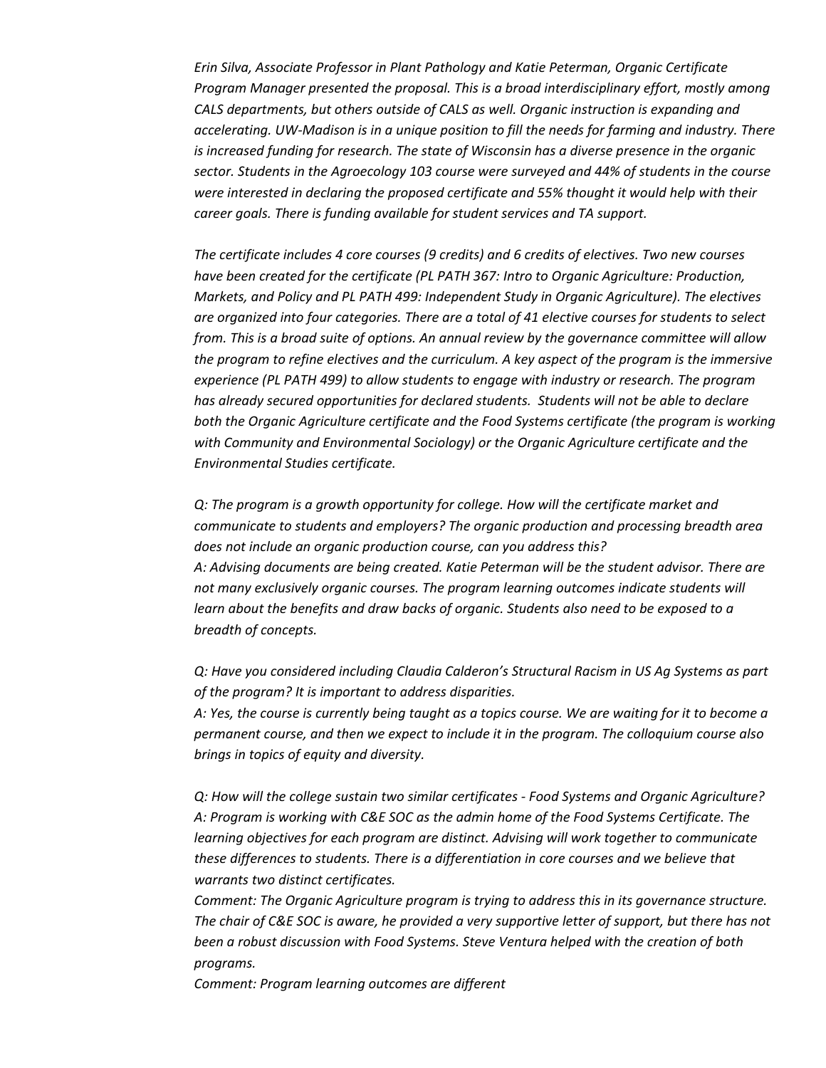*Erin Silva, Associate Professor in Plant Pathology and Katie Peterman, Organic Certificate Program Manager presented the proposal. This is a broad interdisciplinary effort, mostly among CALS departments, but others outside of CALS as well. Organic instruction is expanding and accelerating. UW-Madison is in a unique position to fill the needs for farming and industry. There is increased funding for research. The state of Wisconsin has a diverse presence in the organic sector. Students in the Agroecology 103 course were surveyed and 44% of students in the course were interested in declaring the proposed certificate and 55% thought it would help with their career goals. There is funding available for student services and TA support.*

*The certificate includes 4 core courses (9 credits) and 6 credits of electives. Two new courses have been created for the certificate (PL PATH 367: Intro to Organic Agriculture: Production, Markets, and Policy and PL PATH 499: Independent Study in Organic Agriculture). The electives are organized into four categories. There are a total of 41 elective courses for students to select from. This is a broad suite of options. An annual review by the governance committee will allow the program to refine electives and the curriculum. A key aspect of the program is the immersive experience (PL PATH 499) to allow students to engage with industry or research. The program has already secured opportunities for declared students. Students will not be able to declare both the Organic Agriculture certificate and the Food Systems certificate (the program is working with Community and Environmental Sociology) or the Organic Agriculture certificate and the Environmental Studies certificate.*

*Q: The program is a growth opportunity for college. How will the certificate market and communicate to students and employers? The organic production and processing breadth area does not include an organic production course, can you address this?*
*A: Advising documents are being created. Katie Peterman will be the student advisor. There are not many exclusively organic courses. The program learning outcomes indicate students will learn about the benefits and draw backs of organic. Students also need to be exposed to a breadth of concepts.*

*Q: Have you considered including Claudia Calderon's Structural Racism in US Ag Systems as part of the program? It is important to address disparities.*
*A: Yes, the course is currently being taught as a topics course. We are waiting for it to become a permanent course, and then we expect to include it in the program. The colloquium course also brings in topics of equity and diversity.*

*Q: How will the college sustain two similar certificates - Food Systems and Organic Agriculture?*
*A: Program is working with C&E SOC as the admin home of the Food Systems Certificate. The learning objectives for each program are distinct. Advising will work together to communicate these differences to students. There is a differentiation in core courses and we believe that warrants two distinct certificates.*
*Comment: The Organic Agriculture program is trying to address this in its governance structure. The chair of C&E SOC is aware, he provided a very supportive letter of support, but there has not been a robust discussion with Food Systems. Steve Ventura helped with the creation of both programs.*
*Comment: Program learning outcomes are different*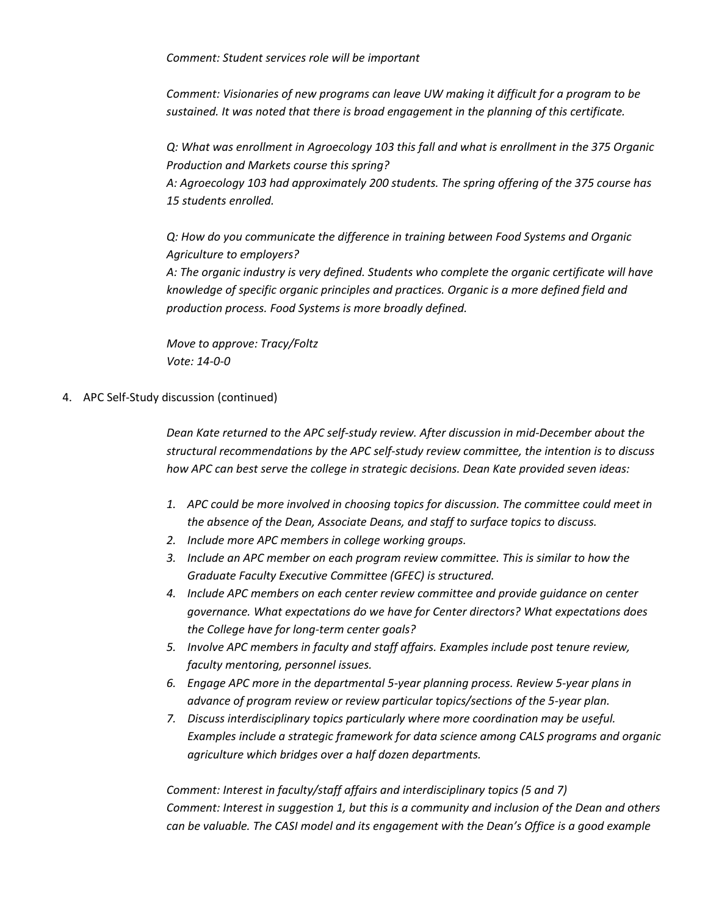*Comment: Student services role will be important*

*Comment: Visionaries of new programs can leave UW making it difficult for a program to be sustained. It was noted that there is broad engagement in the planning of this certificate.*

*Q: What was enrollment in Agroecology 103 this fall and what is enrollment in the 375 Organic Production and Markets course this spring?*
*A: Agroecology 103 had approximately 200 students. The spring offering of the 375 course has 15 students enrolled.*

*Q: How do you communicate the difference in training between Food Systems and Organic Agriculture to employers?*
*A: The organic industry is very defined. Students who complete the organic certificate will have knowledge of specific organic principles and practices. Organic is a more defined field and production process. Food Systems is more broadly defined.*

*Move to approve: Tracy/Foltz*
*Vote: 14-0-0*

4. APC Self-Study discussion (continued)

*Dean Kate returned to the APC self-study review. After discussion in mid-December about the structural recommendations by the APC self-study review committee, the intention is to discuss how APC can best serve the college in strategic decisions. Dean Kate provided seven ideas:*

1. *APC could be more involved in choosing topics for discussion. The committee could meet in the absence of the Dean, Associate Deans, and staff to surface topics to discuss.*
2. *Include more APC members in college working groups.*
3. *Include an APC member on each program review committee. This is similar to how the Graduate Faculty Executive Committee (GFEC) is structured.*
4. *Include APC members on each center review committee and provide guidance on center governance. What expectations do we have for Center directors? What expectations does the College have for long-term center goals?*
5. *Involve APC members in faculty and staff affairs. Examples include post tenure review, faculty mentoring, personnel issues.*
6. *Engage APC more in the departmental 5-year planning process. Review 5-year plans in advance of program review or review particular topics/sections of the 5-year plan.*
7. *Discuss interdisciplinary topics particularly where more coordination may be useful. Examples include a strategic framework for data science among CALS programs and organic agriculture which bridges over a half dozen departments.*

*Comment: Interest in faculty/staff affairs and interdisciplinary topics (5 and 7)*
*Comment: Interest in suggestion 1, but this is a community and inclusion of the Dean and others can be valuable. The CASI model and its engagement with the Dean's Office is a good example*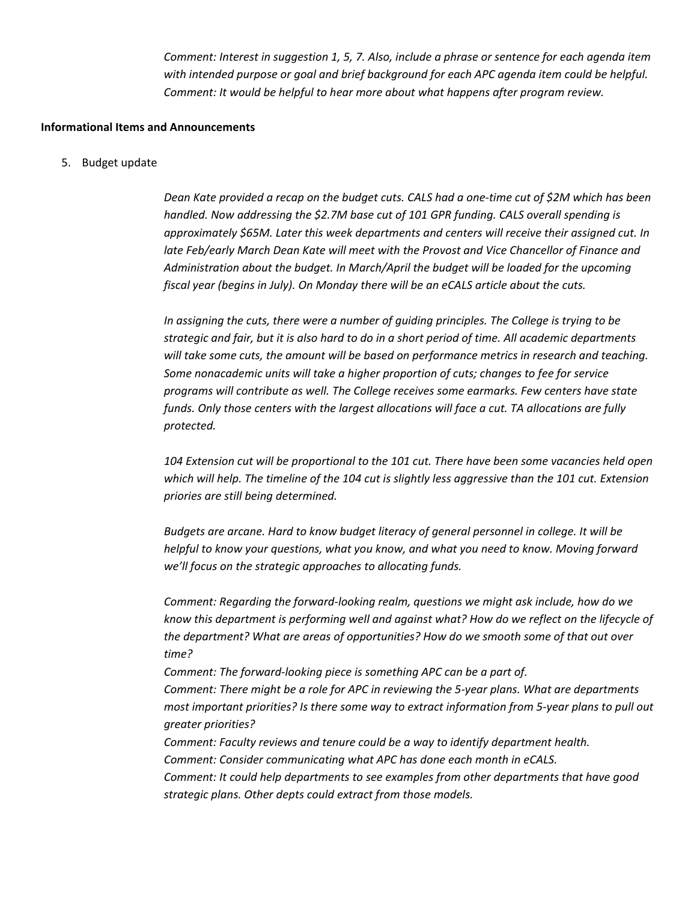*Comment: Interest in suggestion 1, 5, 7. Also, include a phrase or sentence for each agenda item with intended purpose or goal and brief background for each APC agenda item could be helpful.*
*Comment: It would be helpful to hear more about what happens after program review.*

**Informational Items and Announcements**

5. Budget update

*Dean Kate provided a recap on the budget cuts. CALS had a one-time cut of $2M which has been handled. Now addressing the $2.7M base cut of 101 GPR funding. CALS overall spending is approximately $65M. Later this week departments and centers will receive their assigned cut. In late Feb/early March Dean Kate will meet with the Provost and Vice Chancellor of Finance and Administration about the budget. In March/April the budget will be loaded for the upcoming fiscal year (begins in July). On Monday there will be an eCALS article about the cuts.*

*In assigning the cuts, there were a number of guiding principles. The College is trying to be strategic and fair, but it is also hard to do in a short period of time. All academic departments will take some cuts, the amount will be based on performance metrics in research and teaching. Some nonacademic units will take a higher proportion of cuts; changes to fee for service programs will contribute as well. The College receives some earmarks. Few centers have state funds. Only those centers with the largest allocations will face a cut. TA allocations are fully protected.*

*104 Extension cut will be proportional to the 101 cut. There have been some vacancies held open which will help. The timeline of the 104 cut is slightly less aggressive than the 101 cut. Extension priories are still being determined.*

*Budgets are arcane. Hard to know budget literacy of general personnel in college. It will be helpful to know your questions, what you know, and what you need to know. Moving forward we'll focus on the strategic approaches to allocating funds.*

*Comment: Regarding the forward-looking realm, questions we might ask include, how do we know this department is performing well and against what? How do we reflect on the lifecycle of the department? What are areas of opportunities? How do we smooth some of that out over time?*
*Comment: The forward-looking piece is something APC can be a part of.*
*Comment: There might be a role for APC in reviewing the 5-year plans. What are departments most important priorities? Is there some way to extract information from 5-year plans to pull out greater priorities?*
*Comment: Faculty reviews and tenure could be a way to identify department health.*
*Comment: Consider communicating what APC has done each month in eCALS.*
*Comment: It could help departments to see examples from other departments that have good strategic plans. Other depts could extract from those models.*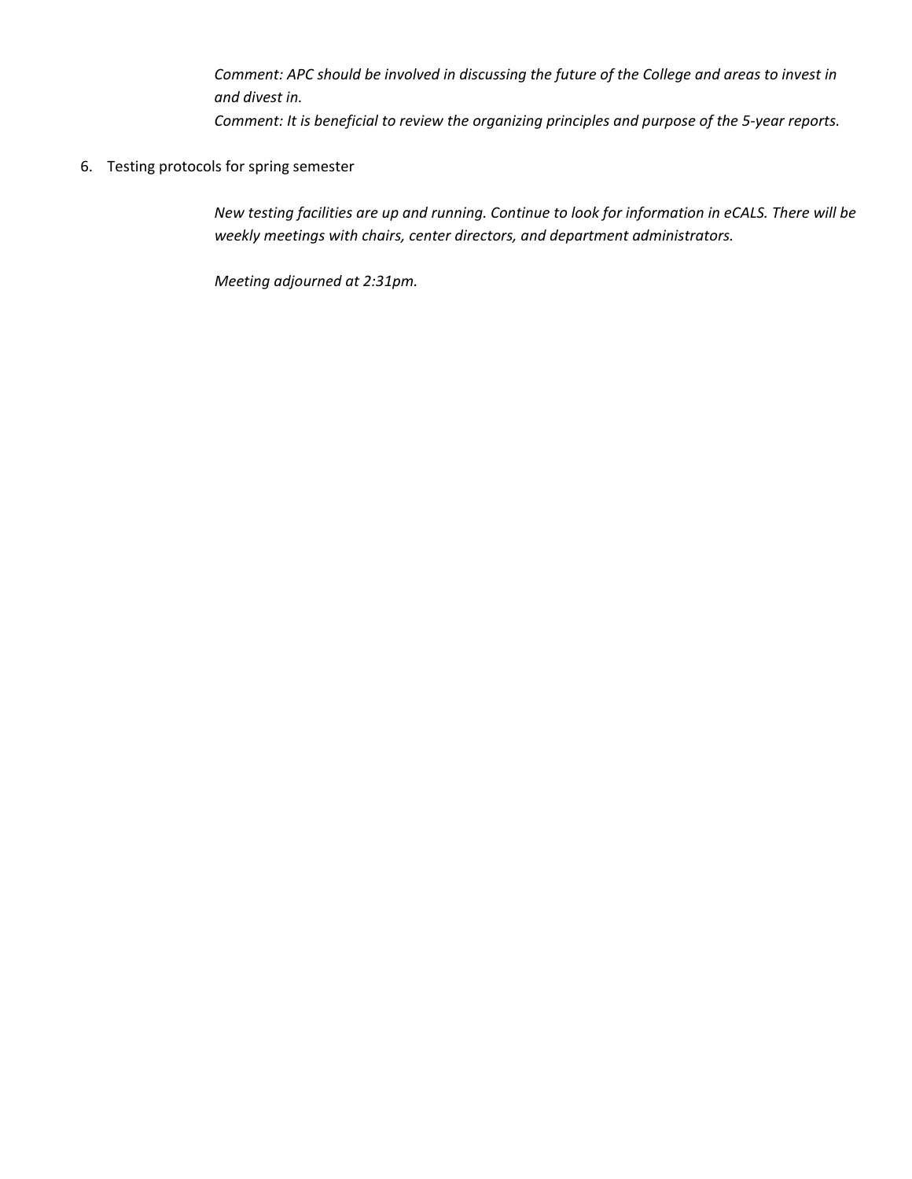*Comment: APC should be involved in discussing the future of the College and areas to invest in and divest in.*
*Comment: It is beneficial to review the organizing principles and purpose of the 5-year reports.*

6. Testing protocols for spring semester

*New testing facilities are up and running. Continue to look for information in eCALS. There will be weekly meetings with chairs, center directors, and department administrators.*

*Meeting adjourned at 2:31pm.*